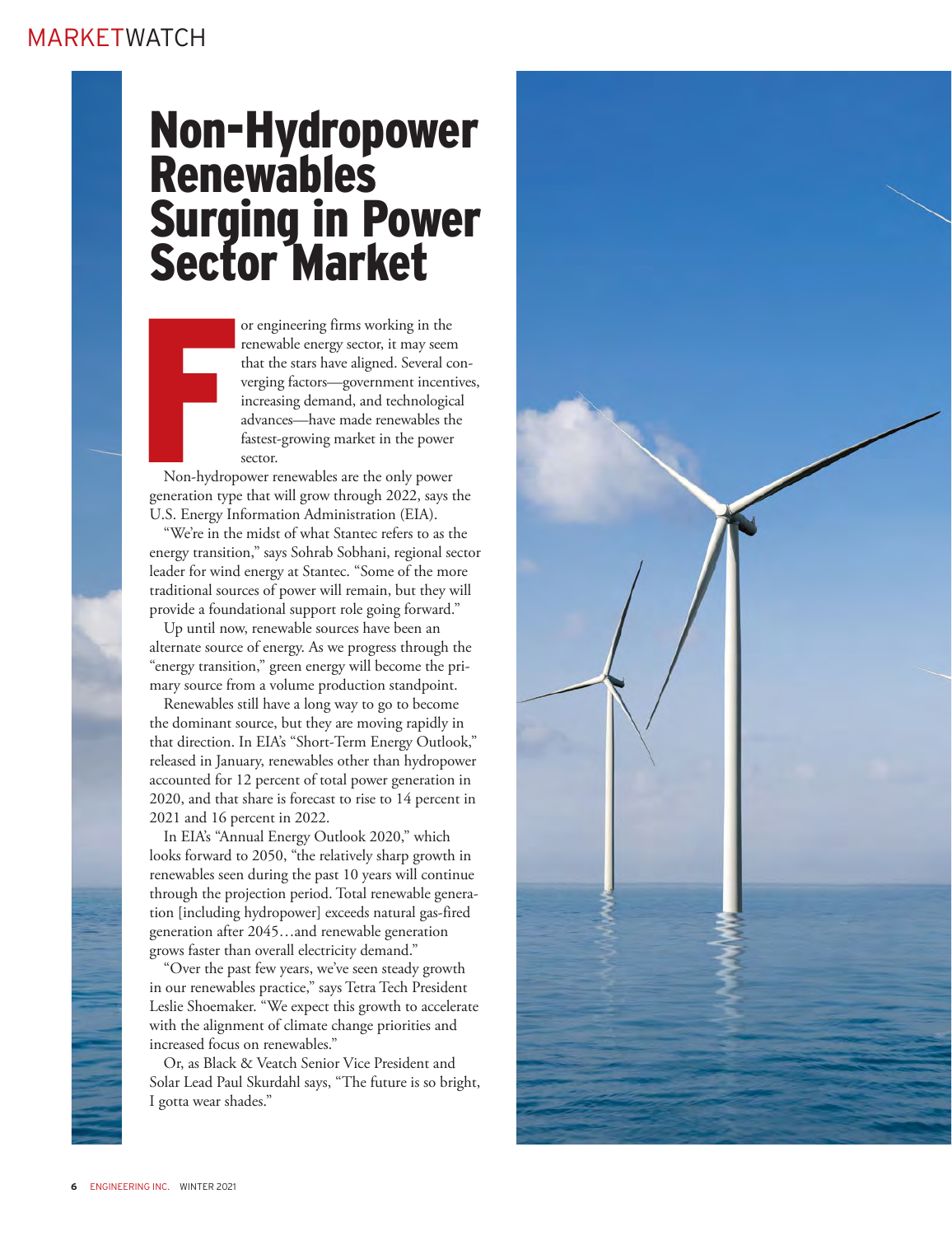MARKETWATCH

# Non-Hydropower Renewables Surging in Power Sector Market

For engineering firms working in the renewable energy sector, it may seem that the stars have aligned. Several converging factors—government incentives, increasing demand, and technological advances—have made renewables the fastest-growing market in the power sector.

Non-hydropower renewables are the only power generation type that will grow through 2022, says the U.S. Energy Information Administration (EIA).

"We're in the midst of what Stantec refers to as the energy transition," says Sohrab Sobhani, regional sector leader for wind energy at Stantec. "Some of the more traditional sources of power will remain, but they will provide a foundational support role going forward."

Up until now, renewable sources have been an alternate source of energy. As we progress through the "energy transition," green energy will become the primary source from a volume production standpoint.

Renewables still have a long way to go to become the dominant source, but they are moving rapidly in that direction. In EIA's "Short-Term Energy Outlook," released in January, renewables other than hydropower accounted for 12 percent of total power generation in 2020, and that share is forecast to rise to 14 percent in 2021 and 16 percent in 2022.

In EIA's "Annual Energy Outlook 2020," which looks forward to 2050, "the relatively sharp growth in renewables seen during the past 10 years will continue through the projection period. Total renewable generation [including hydropower] exceeds natural gas-fired generation after 2045…and renewable generation grows faster than overall electricity demand."

"Over the past few years, we've seen steady growth in our renewables practice," says Tetra Tech President Leslie Shoemaker. "We expect this growth to accelerate with the alignment of climate change priorities and increased focus on renewables."

Or, as Black & Veatch Senior Vice President and Solar Lead Paul Skurdahl says, "The future is so bright, I gotta wear shades."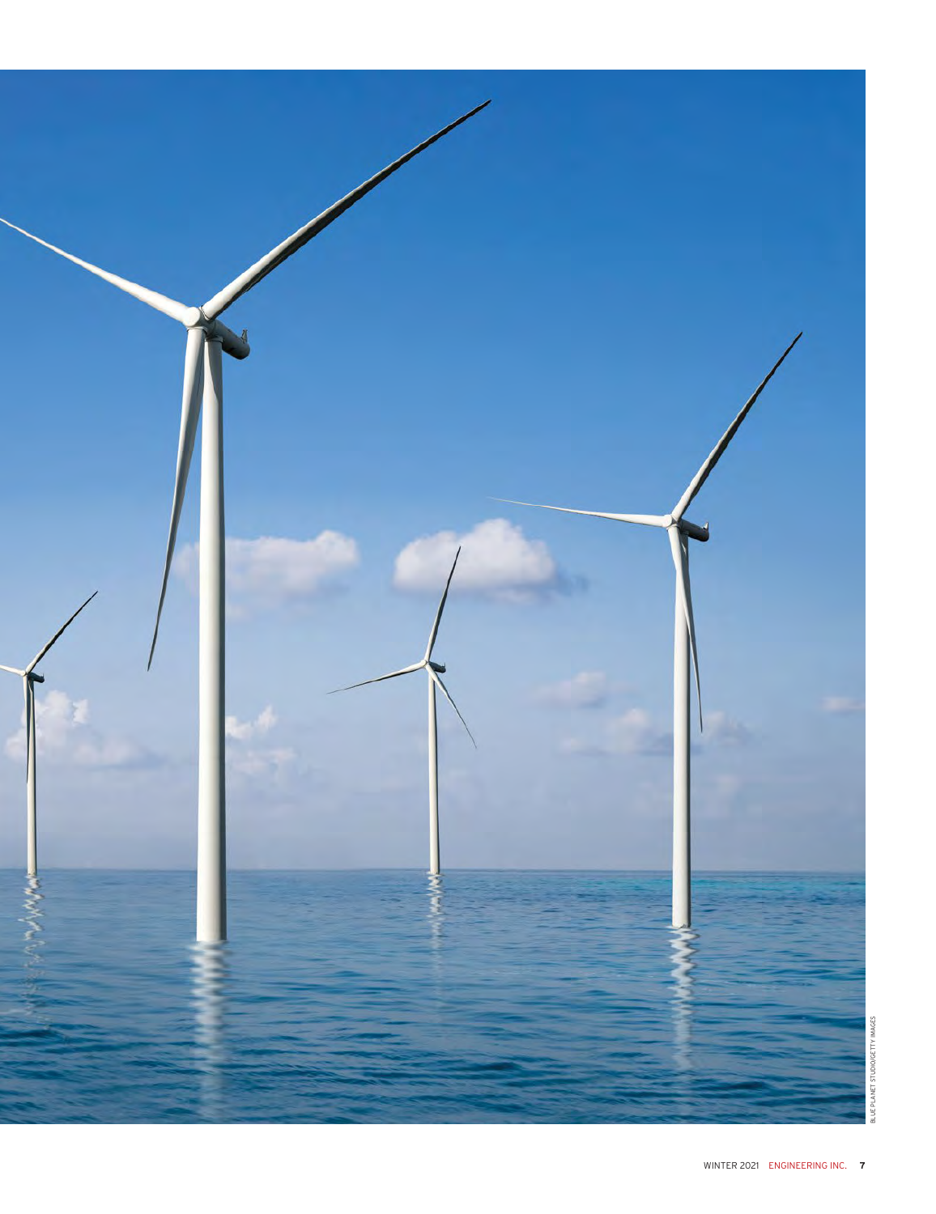BLUE PLANET STUDIO/GETTY IMAGES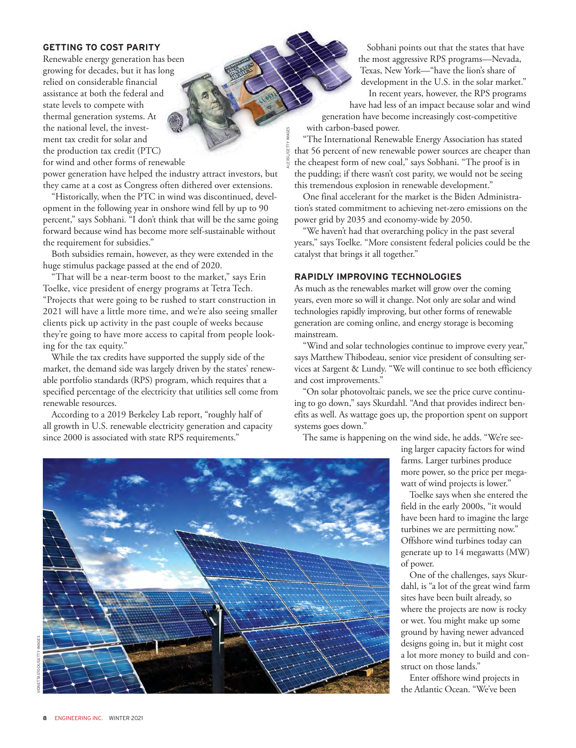## GETTING TO COST PARITY

Renewable energy generation has been growing for decades, but it has long relied on considerable financial assistance at both the federal and state levels to compete with thermal generation systems. At the national level, the investment tax credit for solar and the production tax credit (PTC) for wind and other forms of renewable power generation have helped the industry attract investors, but they came at a cost as Congress often dithered over extensions.

"Historically, when the PTC in wind was discontinued, development in the following year in onshore wind fell by up to 90 percent," says Sobhani. "I don't think that will be the same going forward because wind has become more self-sustainable without the requirement for subsidies."

Both subsidies remain, however, as they were extended in the huge stimulus package passed at the end of 2020.

"That will be a near-term boost to the market," says Erin Toelke, vice president of energy programs at Tetra Tech. "Projects that were going to be rushed to start construction in 2021 will have a little more time, and we're also seeing smaller clients pick up activity in the past couple of weeks because they're going to have more access to capital from people looking for the tax equity."

While the tax credits have supported the supply side of the market, the demand side was largely driven by the states' renewable portfolio standards (RPS) program, which requires that a specified percentage of the electricity that utilities sell come from renewable resources.

According to a 2019 Berkeley Lab report, "roughly half of all growth in U.S. renewable electricity generation and capacity since 2000 is associated with state RPS requirements."

Sobhani points out that the states that have the most aggressive RPS programs—Nevada, Texas, New York—"have the lion's share of development in the U.S. in the solar market."

In recent years, however, the RPS programs have had less of an impact because solar and wind generation have become increasingly cost-competitive with carbon-based power.

"The International Renewable Energy Association has stated that 56 percent of new renewable power sources are cheaper than the cheapest form of new coal," says Sobhani. "The proof is in the pudding; if there wasn't cost parity, we would not be seeing this tremendous explosion in renewable development."

One final accelerant for the market is the Biden Administration's stated commitment to achieving net-zero emissions on the power grid by 2035 and economy-wide by 2050.

"We haven't had that overarching policy in the past several years," says Toelke. "More consistent federal policies could be the catalyst that brings it all together."

## RAPIDLY IMPROVING TECHNOLOGIES

As much as the renewables market will grow over the coming years, even more so will it change. Not only are solar and wind technologies rapidly improving, but other forms of renewable generation are coming online, and energy storage is becoming mainstream.

"Wind and solar technologies continue to improve every year," says Matthew Thibodeau, senior vice president of consulting services at Sargent & Lundy. "We will continue to see both efficiency and cost improvements."

"On solar photovoltaic panels, we see the price curve continuing to go down," says Skurdahl. "And that provides indirect benefits as well. As wattage goes up, the proportion spent on support systems goes down."

The same is happening on the wind side, he adds. "We're seeing larger capacity factors for wind farms. Larger turbines produce more power, so the price per megawatt of wind projects is lower."

Toelke says when she entered the field in the early 2000s, "it would have been hard to imagine the large turbines we are permitting now." Offshore wind turbines today can generate up to 14 megawatts (MW) of power.

One of the challenges, says Skurdahl, is "a lot of the great wind farm sites have been built already, so where the projects are now is rocky or wet. You might make up some ground by having newer advanced designs going in, but it might cost a lot more money to build and construct on those lands."

Enter offshore wind projects in the Atlantic Ocean. "We've been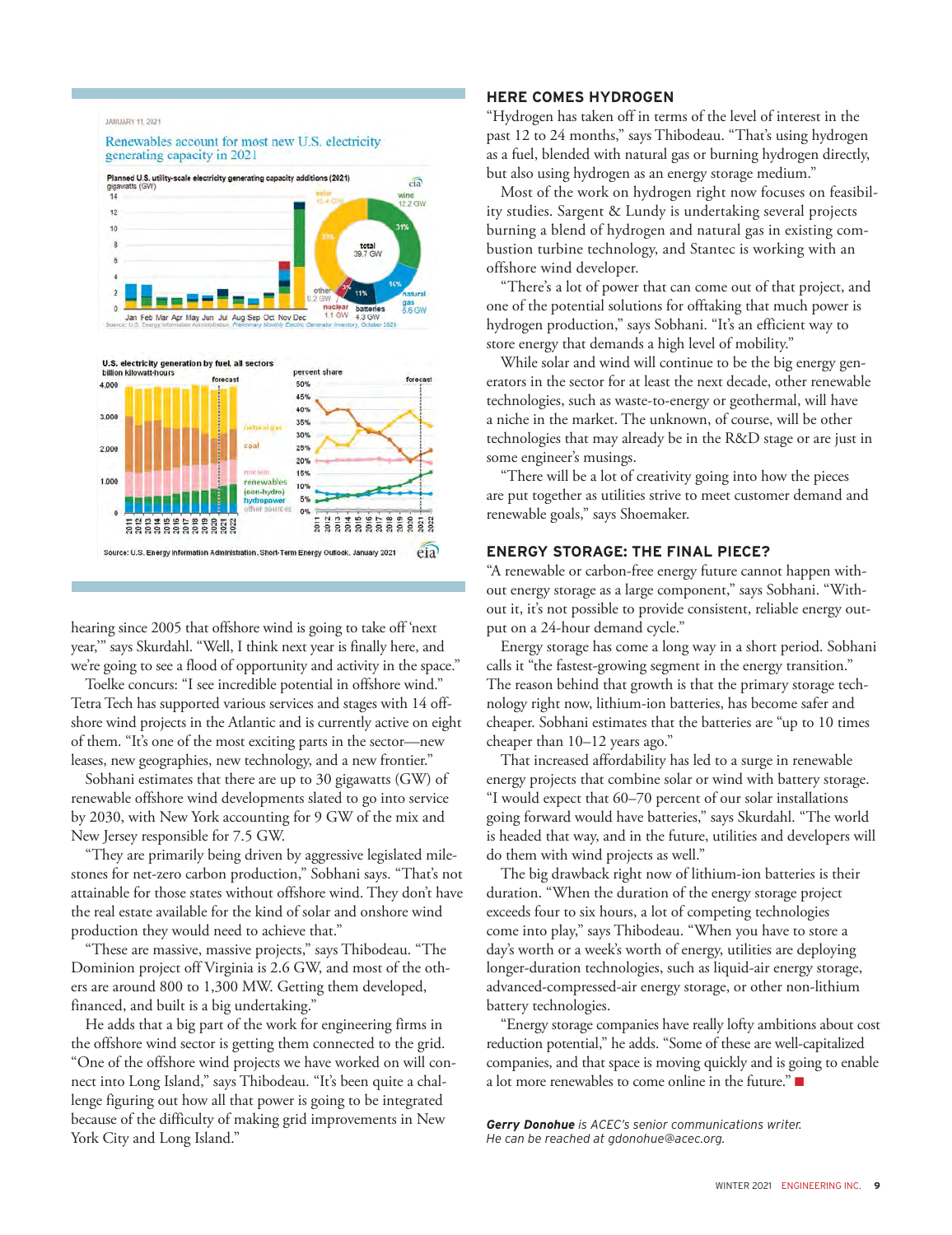JANUARY 11, 2021

Renewables account for most new U.S. electricity generating capacity in 2021

Planned U.S. utility-scale electricity generating capacity additions (2021)
gigawatts (GW)

14
12
10
8
6
4
2
0

Jan Feb Mar Apr May Jun Jul Aug Sep Oct Nov Dec

solar 15.4 GW
wind 12.2 GW
total 39.7 GW
39%
31%
16%
11%
3%
other 0.2 GW
nuclear 1.1 GW
batteries 4.3 GW
natural gas 6.6 GW

Source: U.S. Energy Information Administration, Preliminary Monthly Electric Generator Inventory, October 2020

U.S. electricity generation by fuel, all sectors
billion kilowatt-hours

4,000
3,000
2,000
1,000
0

forecast

natural gas
coal
nuclear
renewables (non-hydro)
hydropower
other sources

percent share

50%
45%
40%
35%
30%
25%
20%
15%
10%
5%
0%

forecast

2011 2012 2013 2014 2015 2016 2017 2018 2019 2020 2021 2022

Source: U.S. Energy Information Administration, Short-Term Energy Outlook, January 2021

hearing since 2005 that offshore wind is going to take off 'next year,'" says Skurdahl. "Well, I think next year is finally here, and we're going to see a flood of opportunity and activity in the space."

Toelke concurs: "I see incredible potential in offshore wind." Tetra Tech has supported various services and stages with 14 offshore wind projects in the Atlantic and is currently active on eight of them. "It's one of the most exciting parts in the sector—new leases, new geographies, new technology, and a new frontier."

Sobhani estimates that there are up to 30 gigawatts (GW) of renewable offshore wind developments slated to go into service by 2030, with New York accounting for 9 GW of the mix and New Jersey responsible for 7.5 GW.

"They are primarily being driven by aggressive legislated milestones for net-zero carbon production," Sobhani says. "That's not attainable for those states without offshore wind. They don't have the real estate available for the kind of solar and onshore wind production they would need to achieve that."

"These are massive, massive projects," says Thibodeau. "The Dominion project off Virginia is 2.6 GW, and most of the others are around 800 to 1,300 MW. Getting them developed, financed, and built is a big undertaking."

He adds that a big part of the work for engineering firms in the offshore wind sector is getting them connected to the grid. "One of the offshore wind projects we have worked on will connect into Long Island," says Thibodeau. "It's been quite a challenge figuring out how all that power is going to be integrated because of the difficulty of making grid improvements in New York City and Long Island."

## HERE COMES HYDROGEN

"Hydrogen has taken off in terms of the level of interest in the past 12 to 24 months," says Thibodeau. "That's using hydrogen as a fuel, blended with natural gas or burning hydrogen directly, but also using hydrogen as an energy storage medium."

Most of the work on hydrogen right now focuses on feasibility studies. Sargent & Lundy is undertaking several projects burning a blend of hydrogen and natural gas in existing combustion turbine technology, and Stantec is working with an offshore wind developer.

"There's a lot of power that can come out of that project, and one of the potential solutions for offtaking that much power is hydrogen production," says Sobhani. "It's an efficient way to store energy that demands a high level of mobility."

While solar and wind will continue to be the big energy generators in the sector for at least the next decade, other renewable technologies, such as waste-to-energy or geothermal, will have a niche in the market. The unknown, of course, will be other technologies that may already be in the R&D stage or are just in some engineer's musings.

"There will be a lot of creativity going into how the pieces are put together as utilities strive to meet customer demand and renewable goals," says Shoemaker.

## ENERGY STORAGE: THE FINAL PIECE?

"A renewable or carbon-free energy future cannot happen without energy storage as a large component," says Sobhani. "Without it, it's not possible to provide consistent, reliable energy output on a 24-hour demand cycle."

Energy storage has come a long way in a short period. Sobhani calls it "the fastest-growing segment in the energy transition." The reason behind that growth is that the primary storage technology right now, lithium-ion batteries, has become safer and cheaper. Sobhani estimates that the batteries are "up to 10 times cheaper than 10–12 years ago."

That increased affordability has led to a surge in renewable energy projects that combine solar or wind with battery storage. "I would expect that 60–70 percent of our solar installations going forward would have batteries," says Skurdahl. "The world is headed that way, and in the future, utilities and developers will do them with wind projects as well."

The big drawback right now of lithium-ion batteries is their duration. "When the duration of the energy storage project exceeds four to six hours, a lot of competing technologies come into play," says Thibodeau. "When you have to store a day's worth or a week's worth of energy, utilities are deploying longer-duration technologies, such as liquid-air energy storage, advanced-compressed-air energy storage, or other non-lithium battery technologies.

"Energy storage companies have really lofty ambitions about cost reduction potential," he adds. "Some of these are well-capitalized companies, and that space is moving quickly and is going to enable a lot more renewables to come online in the future." ■

***Gerry Donohue** is ACEC's senior communications writer. He can be reached at gdonohue@acec.org.*